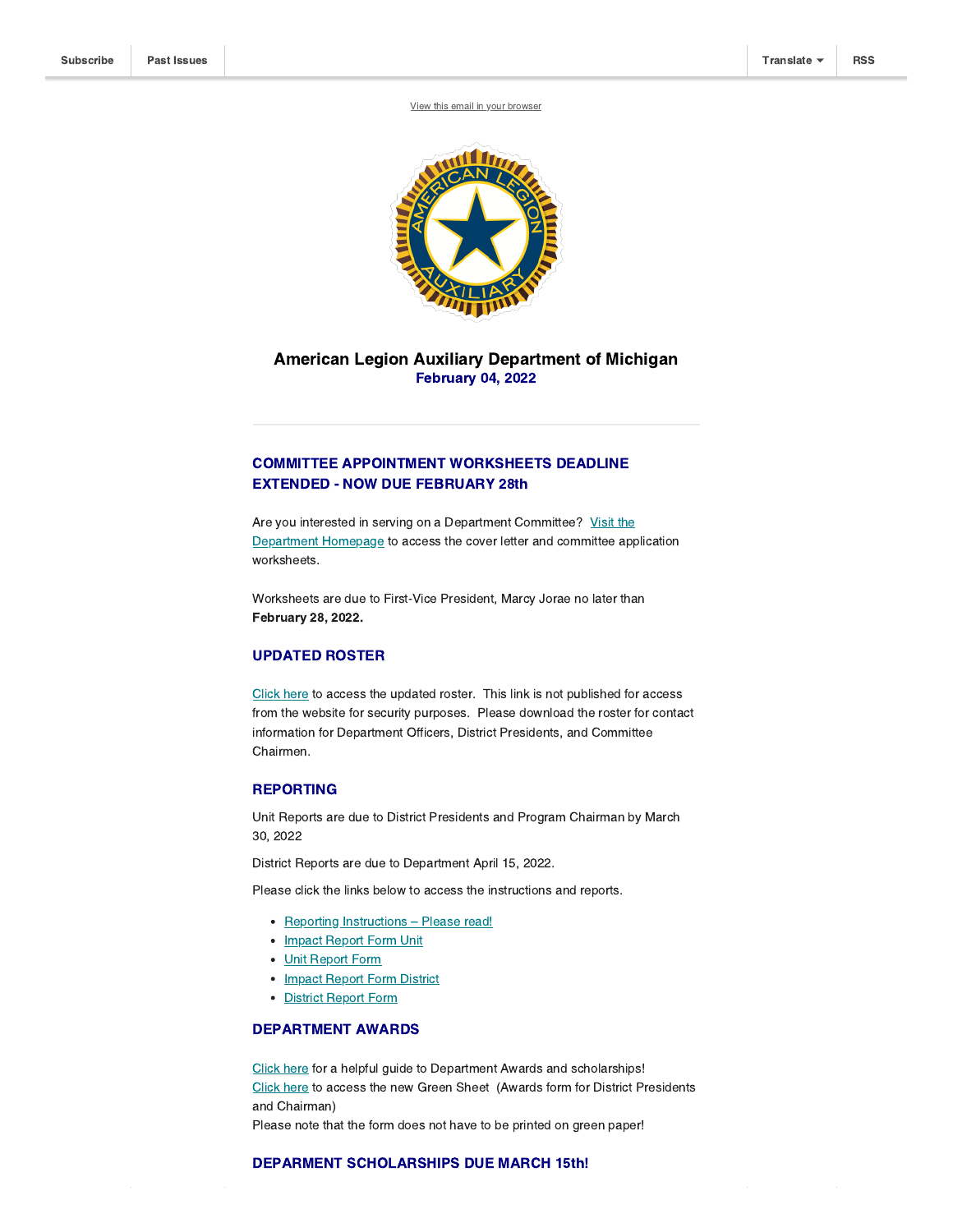Subscribe | Past Issues | Translate | RSS

View this email in your browser

# American Legion Auxiliary Department of Michigan

**February 04, 2022**

---

## COMMITTEE APPOINTMENT WORKSHEETS DEADLINE EXTENDED - NOW DUE FEBRUARY 28th

Are you interested in serving on a Department Committee? Visit the Department Homepage to access the cover letter and committee application worksheets.

Worksheets are due to First-Vice President, Marcy Jorae no later than **February 28, 2022.**

## UPDATED ROSTER

Click here to access the updated roster. This link is not published for access from the website for security purposes. Please download the roster for contact information for Department Officers, District Presidents, and Committee Chairmen.

## REPORTING

Unit Reports are due to District Presidents and Program Chairman by March 30, 2022

District Reports are due to Department April 15, 2022.

Please click the links below to access the instructions and reports.

- Reporting Instructions – Please read!
- Impact Report Form Unit
- Unit Report Form
- Impact Report Form District
- District Report Form

## DEPARTMENT AWARDS

Click here for a helpful guide to Department Awards and scholarships!
Click here to access the new Green Sheet (Awards form for District Presidents and Chairman)
Please note that the form does not have to be printed on green paper!

## DEPARMENT SCHOLARSHIPS DUE MARCH 15th!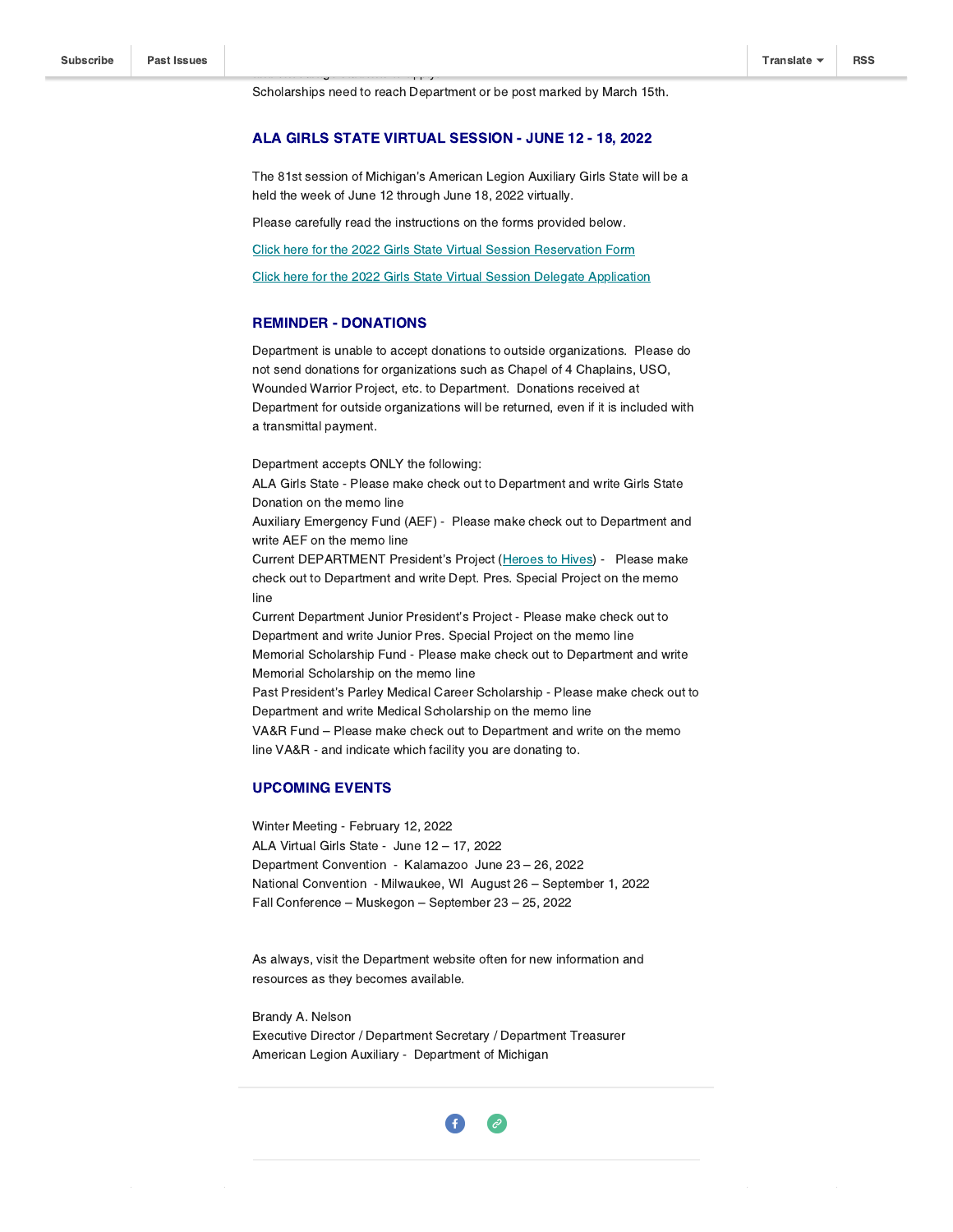Scholarships need to reach Department or be post marked by March 15th.

## ALA GIRLS STATE VIRTUAL SESSION - JUNE 12 - 18, 2022

The 81st session of Michigan's American Legion Auxiliary Girls State will be a held the week of June 12 through June 18, 2022 virtually.

Please carefully read the instructions on the forms provided below.

Click here for the 2022 Girls State Virtual Session Reservation Form

Click here for the 2022 Girls State Virtual Session Delegate Application

## REMINDER - DONATIONS

Department is unable to accept donations to outside organizations. Please do not send donations for organizations such as Chapel of 4 Chaplains, USO, Wounded Warrior Project, etc. to Department. Donations received at Department for outside organizations will be returned, even if it is included with a transmittal payment.

Department accepts ONLY the following:
ALA Girls State - Please make check out to Department and write Girls State Donation on the memo line
Auxiliary Emergency Fund (AEF) - Please make check out to Department and write AEF on the memo line
Current DEPARTMENT President's Project (Heroes to Hives) - Please make check out to Department and write Dept. Pres. Special Project on the memo line
Current Department Junior President's Project - Please make check out to Department and write Junior Pres. Special Project on the memo line
Memorial Scholarship Fund - Please make check out to Department and write Memorial Scholarship on the memo line
Past President's Parley Medical Career Scholarship - Please make check out to Department and write Medical Scholarship on the memo line
VA&R Fund – Please make check out to Department and write on the memo line VA&R - and indicate which facility you are donating to.

## UPCOMING EVENTS

Winter Meeting - February 12, 2022
ALA Virtual Girls State - June 12 – 17, 2022
Department Convention - Kalamazoo June 23 – 26, 2022
National Convention - Milwaukee, WI August 26 – September 1, 2022
Fall Conference – Muskegon – September 23 – 25, 2022

As always, visit the Department website often for new information and resources as they becomes available.

Brandy A. Nelson
Executive Director / Department Secretary / Department Treasurer
American Legion Auxiliary - Department of Michigan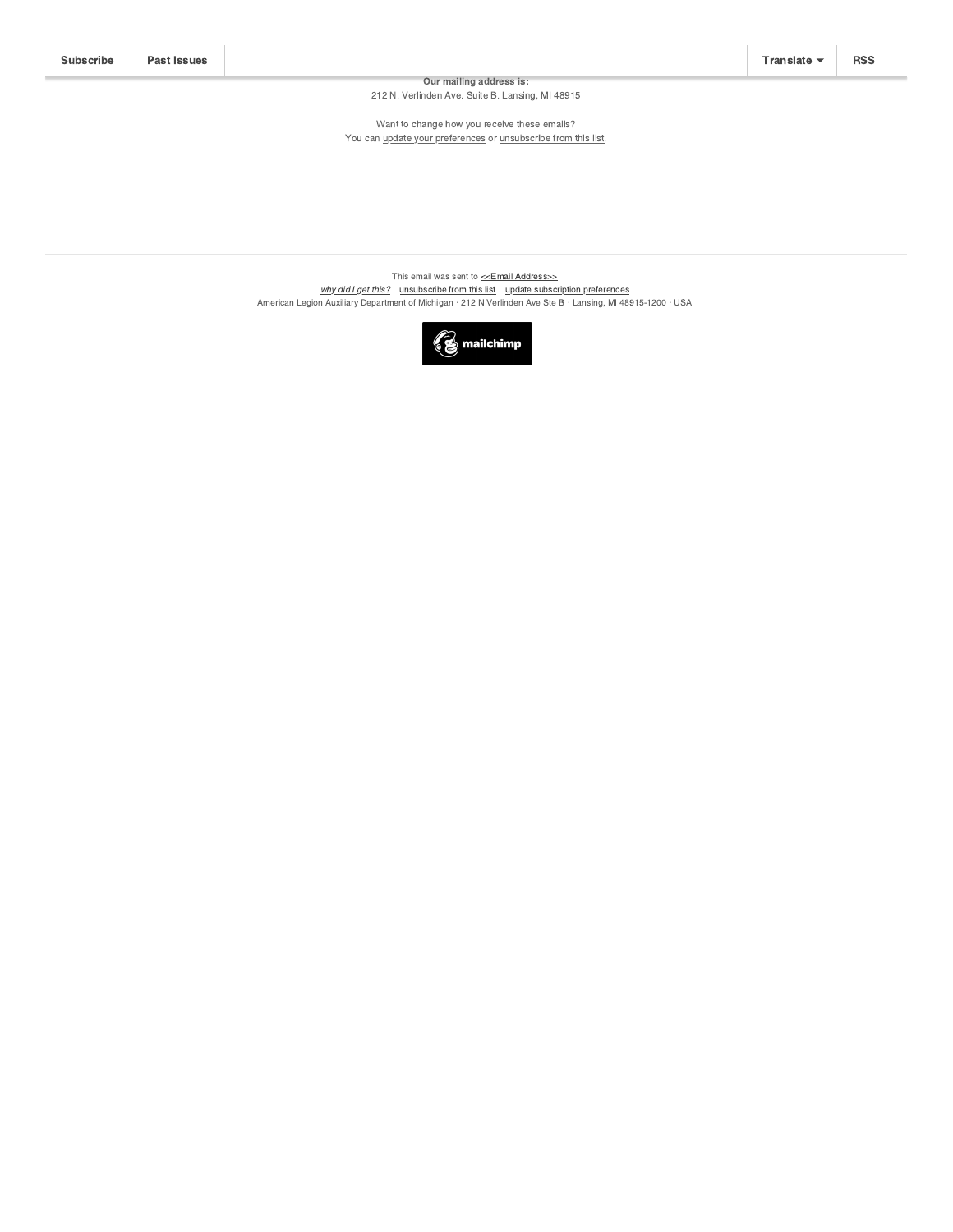Subscribe | Past Issues | Translate | RSS

**Our mailing address is:**
212 N. Verlinden Ave. Suite B. Lansing, MI 48915

Want to change how you receive these emails?
You can update your preferences or unsubscribe from this list.

This email was sent to <<Email Address>>
*why did I get this?* unsubscribe from this list update subscription preferences
American Legion Auxiliary Department of Michigan · 212 N Verlinden Ave Ste B · Lansing, MI 48915-1200 · USA

mailchimp